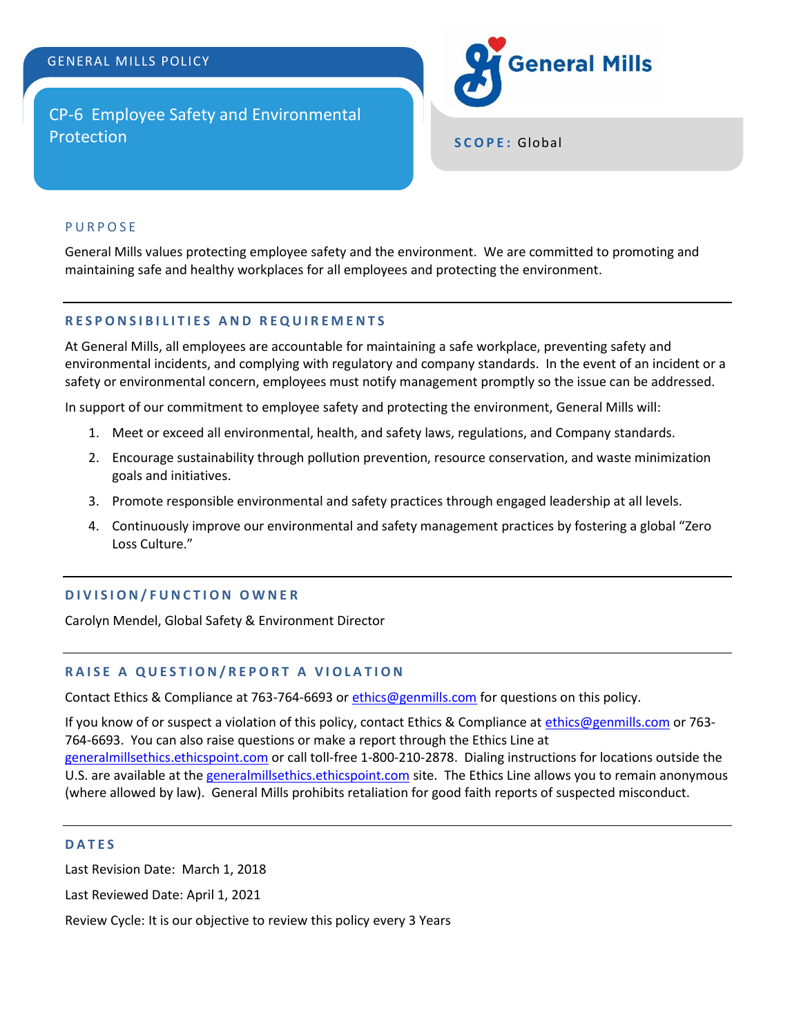GENERAL MILLS POLICY

# CP-6 Employee Safety and Environmental Protection

General Mills

**SCOPE:** Global

## PURPOSE

General Mills values protecting employee safety and the environment. We are committed to promoting and maintaining safe and healthy workplaces for all employees and protecting the environment.

## RESPONSIBILITIES AND REQUIREMENTS

At General Mills, all employees are accountable for maintaining a safe workplace, preventing safety and environmental incidents, and complying with regulatory and company standards. In the event of an incident or a safety or environmental concern, employees must notify management promptly so the issue can be addressed.

In support of our commitment to employee safety and protecting the environment, General Mills will:

1. Meet or exceed all environmental, health, and safety laws, regulations, and Company standards.
2. Encourage sustainability through pollution prevention, resource conservation, and waste minimization goals and initiatives.
3. Promote responsible environmental and safety practices through engaged leadership at all levels.
4. Continuously improve our environmental and safety management practices by fostering a global "Zero Loss Culture."

## DIVISION/FUNCTION OWNER

Carolyn Mendel, Global Safety & Environment Director

## RAISE A QUESTION/REPORT A VIOLATION

Contact Ethics & Compliance at 763-764-6693 or ethics@genmills.com for questions on this policy.

If you know of or suspect a violation of this policy, contact Ethics & Compliance at ethics@genmills.com or 763-764-6693. You can also raise questions or make a report through the Ethics Line at generalmillsethics.ethicspoint.com or call toll-free 1-800-210-2878. Dialing instructions for locations outside the U.S. are available at the generalmillsethics.ethicspoint.com site. The Ethics Line allows you to remain anonymous (where allowed by law). General Mills prohibits retaliation for good faith reports of suspected misconduct.

## DATES

Last Revision Date: March 1, 2018

Last Reviewed Date: April 1, 2021

Review Cycle: It is our objective to review this policy every 3 Years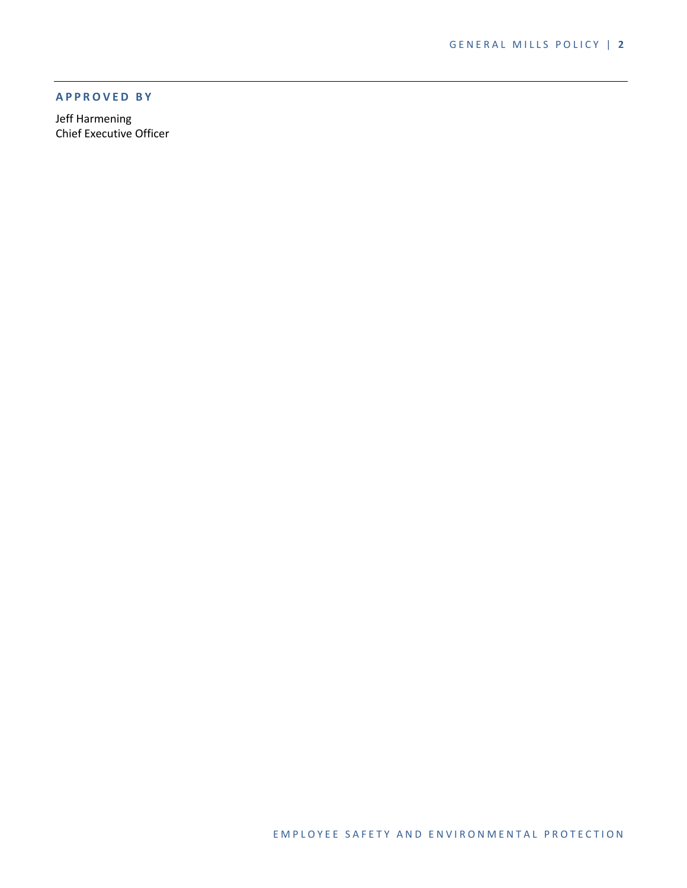## APPROVED BY

Jeff Harmening
Chief Executive Officer